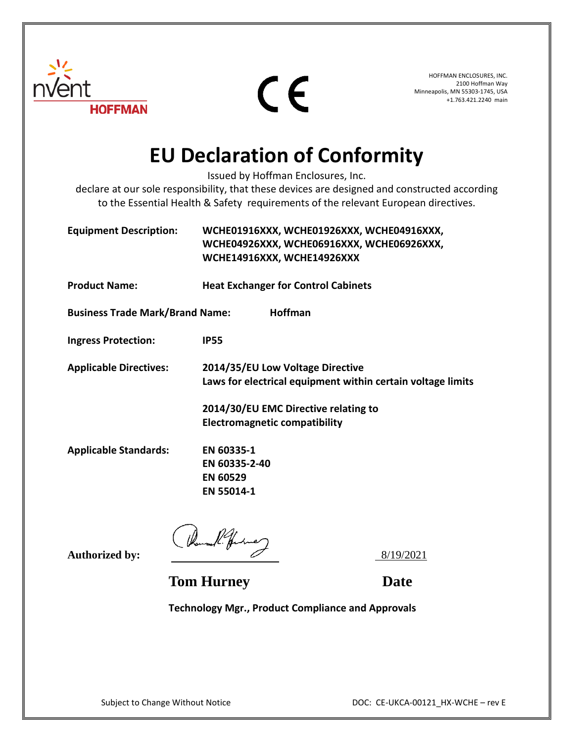nVent HOFFMAN

CE

HOFFMAN ENCLOSURES, INC.
2100 Hoffman Way
Minneapolis, MN 55303-1745, USA
+1.763.421.2240 main

# EU Declaration of Conformity

Issued by Hoffman Enclosures, Inc.
declare at our sole responsibility, that these devices are designed and constructed according to the Essential Health & Safety requirements of the relevant European directives.

**Equipment Description:** **WCHE01916XXX, WCHE01926XXX, WCHE04916XXX, WCHE04926XXX, WCHE06916XXX, WCHE06926XXX, WCHE14916XXX, WCHE14926XXX**

**Product Name:** **Heat Exchanger for Control Cabinets**

**Business Trade Mark/Brand Name:** **Hoffman**

**Ingress Protection:** **IP55**

**Applicable Directives:** **2014/35/EU Low Voltage Directive**
**Laws for electrical equipment within certain voltage limits**

**2014/30/EU EMC Directive relating to**
**Electromagnetic compatibility**

**Applicable Standards:** **EN 60335-1**
**EN 60335-2-40**
**EN 60529**
**EN 55014-1**

**Authorized by:** ______________________ 8/19/2021

**Tom Hurney** **Date**

**Technology Mgr., Product Compliance and Approvals**

Subject to Change Without Notice

DOC: CE-UKCA-00121_HX-WCHE – rev E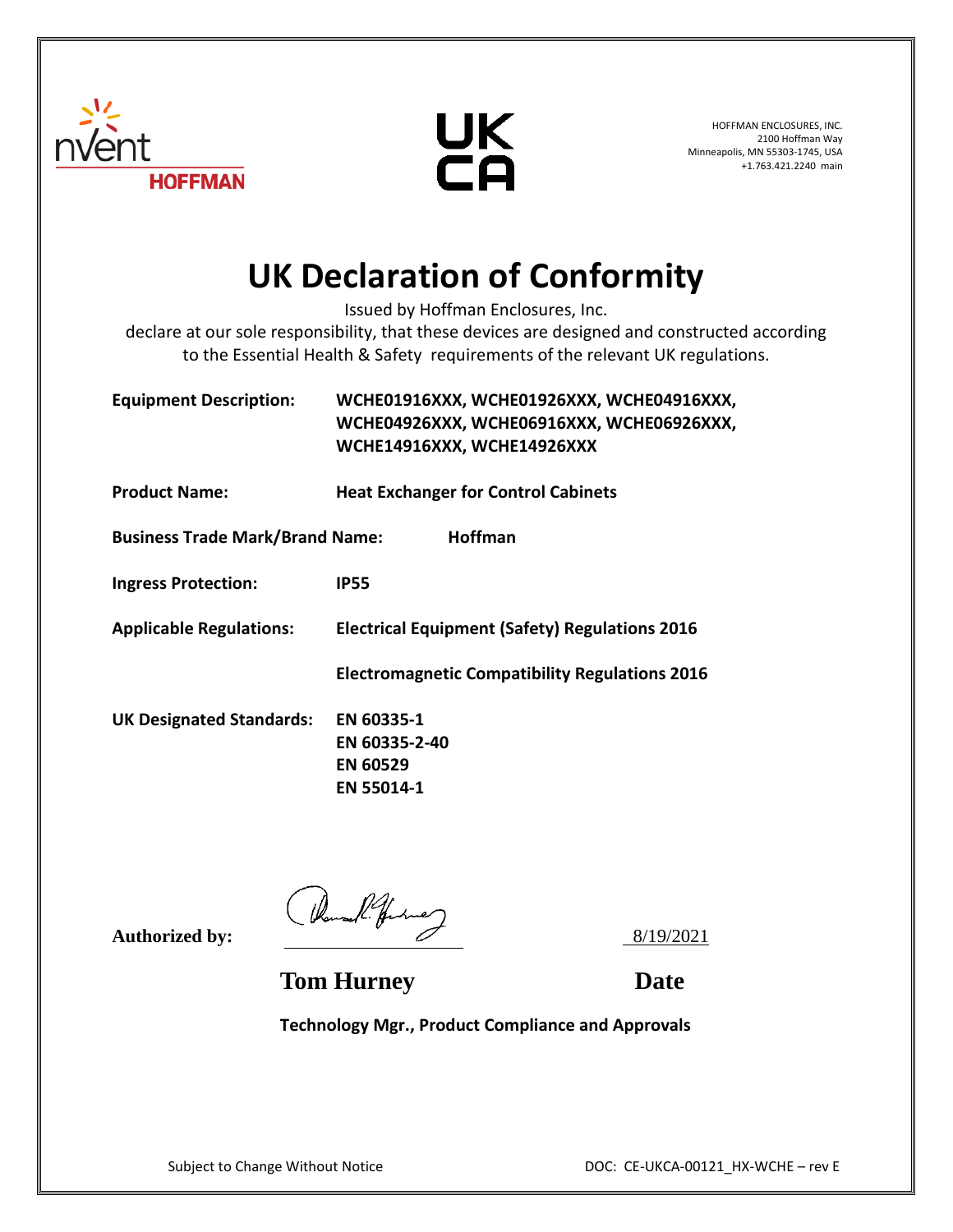nVent HOFFMAN

UK CA

HOFFMAN ENCLOSURES, INC.
2100 Hoffman Way
Minneapolis, MN 55303-1745, USA
+1.763.421.2240 main

# UK Declaration of Conformity

Issued by Hoffman Enclosures, Inc.
declare at our sole responsibility, that these devices are designed and constructed according to the Essential Health & Safety requirements of the relevant UK regulations.

**Equipment Description:** **WCHE01916XXX, WCHE01926XXX, WCHE04916XXX, WCHE04926XXX, WCHE06916XXX, WCHE06926XXX, WCHE14916XXX, WCHE14926XXX**

**Product Name:** **Heat Exchanger for Control Cabinets**

**Business Trade Mark/Brand Name:** **Hoffman**

**Ingress Protection:** **IP55**

**Applicable Regulations:** **Electrical Equipment (Safety) Regulations 2016**

**Electromagnetic Compatibility Regulations 2016**

**UK Designated Standards:**
**EN 60335-1**
**EN 60335-2-40**
**EN 60529**
**EN 55014-1**

**Authorized by:** 8/19/2021

**Tom Hurney** **Date**

**Technology Mgr., Product Compliance and Approvals**

Subject to Change Without Notice DOC: CE-UKCA-00121_HX-WCHE – rev E